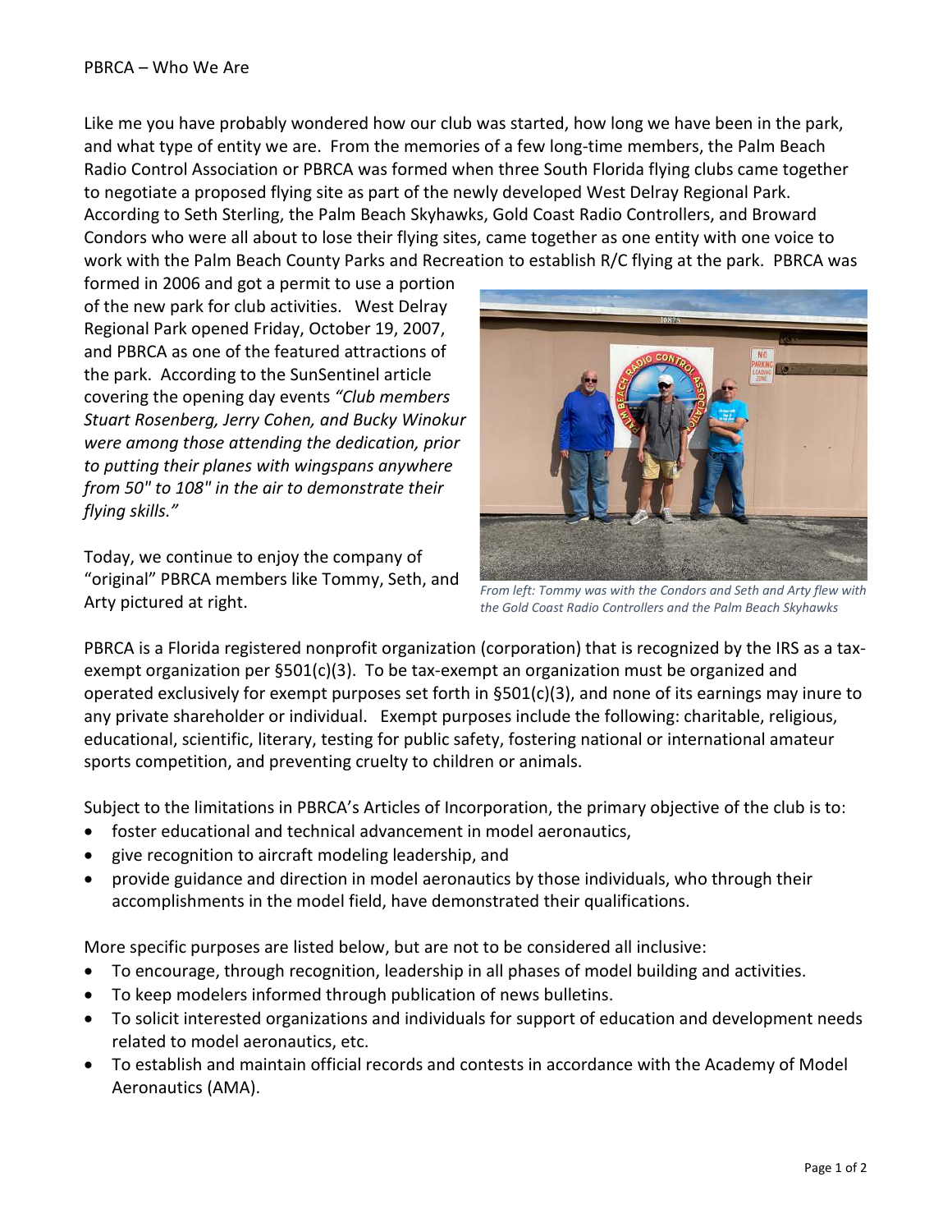PBRCA – Who We Are

Like me you have probably wondered how our club was started, how long we have been in the park, and what type of entity we are. From the memories of a few long-time members, the Palm Beach Radio Control Association or PBRCA was formed when three South Florida flying clubs came together to negotiate a proposed flying site as part of the newly developed West Delray Regional Park. According to Seth Sterling, the Palm Beach Skyhawks, Gold Coast Radio Controllers, and Broward Condors who were all about to lose their flying sites, came together as one entity with one voice to work with the Palm Beach County Parks and Recreation to establish R/C flying at the park. PBRCA was formed in 2006 and got a permit to use a portion of the new park for club activities. West Delray Regional Park opened Friday, October 19, 2007, and PBRCA as one of the featured attractions of the park. According to the SunSentinel article covering the opening day events *"Club members Stuart Rosenberg, Jerry Cohen, and Bucky Winokur were among those attending the dedication, prior to putting their planes with wingspans anywhere from 50" to 108" in the air to demonstrate their flying skills."*

Today, we continue to enjoy the company of "original" PBRCA members like Tommy, Seth, and Arty pictured at right.

*From left: Tommy was with the Condors and Seth and Arty flew with the Gold Coast Radio Controllers and the Palm Beach Skyhawks*

PBRCA is a Florida registered nonprofit organization (corporation) that is recognized by the IRS as a tax-exempt organization per §501(c)(3). To be tax-exempt an organization must be organized and operated exclusively for exempt purposes set forth in §501(c)(3), and none of its earnings may inure to any private shareholder or individual. Exempt purposes include the following: charitable, religious, educational, scientific, literary, testing for public safety, fostering national or international amateur sports competition, and preventing cruelty to children or animals.

Subject to the limitations in PBRCA's Articles of Incorporation, the primary objective of the club is to:

- foster educational and technical advancement in model aeronautics,
- give recognition to aircraft modeling leadership, and
- provide guidance and direction in model aeronautics by those individuals, who through their accomplishments in the model field, have demonstrated their qualifications.

More specific purposes are listed below, but are not to be considered all inclusive:

- To encourage, through recognition, leadership in all phases of model building and activities.
- To keep modelers informed through publication of news bulletins.
- To solicit interested organizations and individuals for support of education and development needs related to model aeronautics, etc.
- To establish and maintain official records and contests in accordance with the Academy of Model Aeronautics (AMA).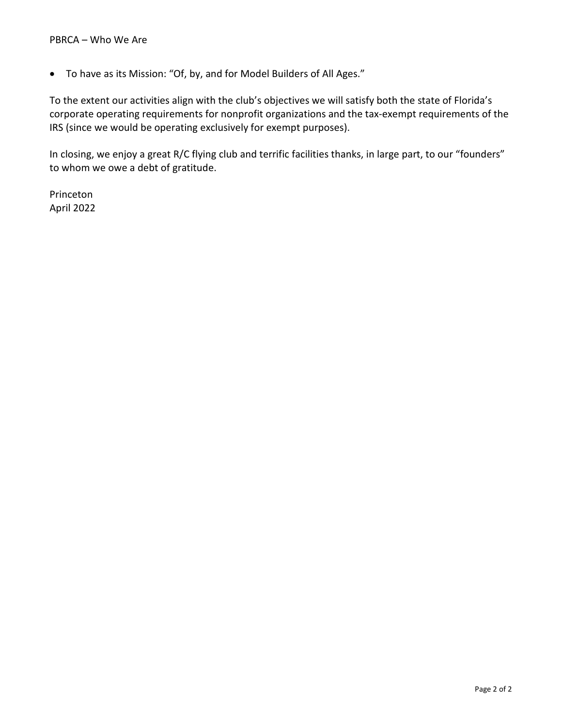- To have as its Mission: “Of, by, and for Model Builders of All Ages.”

To the extent our activities align with the club’s objectives we will satisfy both the state of Florida’s corporate operating requirements for nonprofit organizations and the tax-exempt requirements of the IRS (since we would be operating exclusively for exempt purposes).

In closing, we enjoy a great R/C flying club and terrific facilities thanks, in large part, to our “founders” to whom we owe a debt of gratitude.

Princeton
April 2022